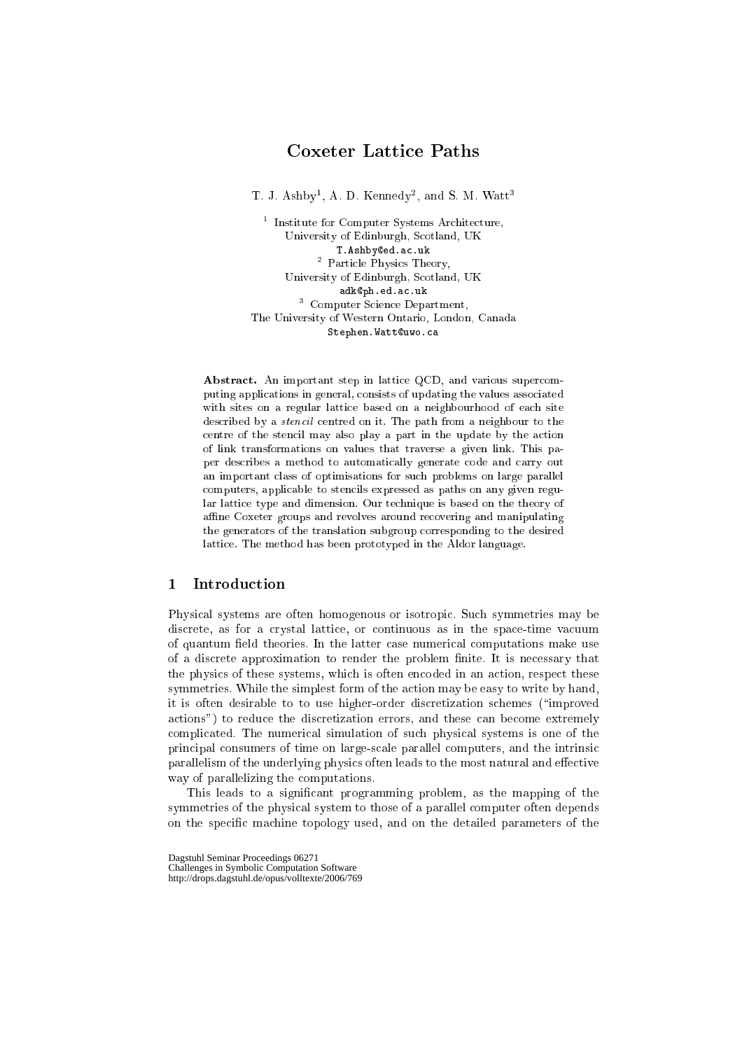# Coxeter Lattice Paths

T. J. Ashby[1], A. D. Kennedy[2], and S. M. Watt[3]

[1] Institute for Computer Systems Architecture,
University of Edinburgh, Scotland, UK
T.Ashby@ed.ac.uk

[2] Particle Physics Theory,
University of Edinburgh, Scotland, UK
adk@ph.ed.ac.uk

[3] Computer Science Department,
The University of Western Ontario, London, Canada
Stephen.Watt@uwo.ca

**Abstract.** An important step in lattice QCD, and various supercomputing applications in general, consists of updating the values associated with sites on a regular lattice based on a neighbourhood of each site described by a *stencil* centred on it. The path from a neighbour to the centre of the stencil may also play a part in the update by the action of link transformations on values that traverse a given link. This paper describes a method to automatically generate code and carry out an important class of optimisations for such problems on large parallel computers, applicable to stencils expressed as paths on any given regular lattice type and dimension. Our technique is based on the theory of affine Coxeter groups and revolves around recovering and manipulating the generators of the translation subgroup corresponding to the desired lattice. The method has been prototyped in the Aldor language.

## 1 Introduction

Physical systems are often homogenous or isotropic. Such symmetries may be discrete, as for a crystal lattice, or continuous as in the space-time vacuum of quantum field theories. In the latter case numerical computations make use of a discrete approximation to render the problem finite. It is necessary that the physics of these systems, which is often encoded in an action, respect these symmetries. While the simplest form of the action may be easy to write by hand, it is often desirable to to use higher-order discretization schemes ("improved actions") to reduce the discretization errors, and these can become extremely complicated. The numerical simulation of such physical systems is one of the principal consumers of time on large-scale parallel computers, and the intrinsic parallelism of the underlying physics often leads to the most natural and effective way of parallelizing the computations.

This leads to a significant programming problem, as the mapping of the symmetries of the physical system to those of a parallel computer often depends on the specific machine topology used, and on the detailed parameters of the

Dagstuhl Seminar Proceedings 06271
Challenges in Symbolic Computation Software
http://drops.dagstuhl.de/opus/volltexte/2006/769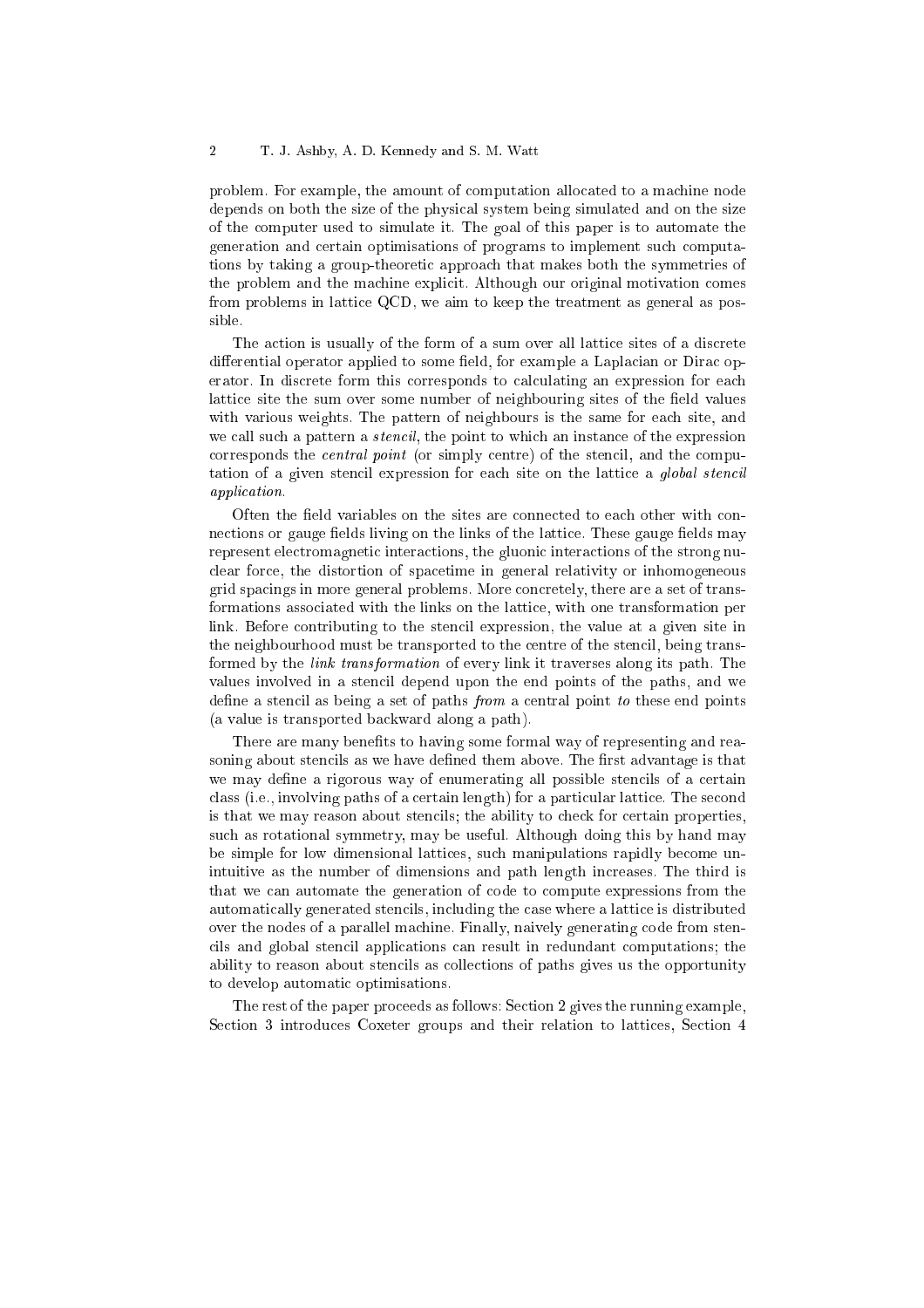problem. For example, the amount of computation allocated to a machine node depends on both the size of the physical system being simulated and on the size of the computer used to simulate it. The goal of this paper is to automate the generation and certain optimisations of programs to implement such computations by taking a group-theoretic approach that makes both the symmetries of the problem and the machine explicit. Although our original motivation comes from problems in lattice QCD, we aim to keep the treatment as general as possible.

The action is usually of the form of a sum over all lattice sites of a discrete differential operator applied to some field, for example a Laplacian or Dirac operator. In discrete form this corresponds to calculating an expression for each lattice site the sum over some number of neighbouring sites of the field values with various weights. The pattern of neighbours is the same for each site, and we call such a pattern a *stencil*, the point to which an instance of the expression corresponds the *central point* (or simply centre) of the stencil, and the computation of a given stencil expression for each site on the lattice a *global stencil application*.

Often the field variables on the sites are connected to each other with connections or gauge fields living on the links of the lattice. These gauge fields may represent electromagnetic interactions, the gluonic interactions of the strong nuclear force, the distortion of spacetime in general relativity or inhomogeneous grid spacings in more general problems. More concretely, there are a set of transformations associated with the links on the lattice, with one transformation per link. Before contributing to the stencil expression, the value at a given site in the neighbourhood must be transported to the centre of the stencil, being transformed by the *link transformation* of every link it traverses along its path. The values involved in a stencil depend upon the end points of the paths, and we define a stencil as being a set of paths *from* a central point *to* these end points (a value is transported backward along a path).

There are many benefits to having some formal way of representing and reasoning about stencils as we have defined them above. The first advantage is that we may define a rigorous way of enumerating all possible stencils of a certain class (i.e., involving paths of a certain length) for a particular lattice. The second is that we may reason about stencils; the ability to check for certain properties, such as rotational symmetry, may be useful. Although doing this by hand may be simple for low dimensional lattices, such manipulations rapidly become unintuitive as the number of dimensions and path length increases. The third is that we can automate the generation of code to compute expressions from the automatically generated stencils, including the case where a lattice is distributed over the nodes of a parallel machine. Finally, naively generating code from stencils and global stencil applications can result in redundant computations; the ability to reason about stencils as collections of paths gives us the opportunity to develop automatic optimisations.

The rest of the paper proceeds as follows: Section 2 gives the running example, Section 3 introduces Coxeter groups and their relation to lattices, Section 4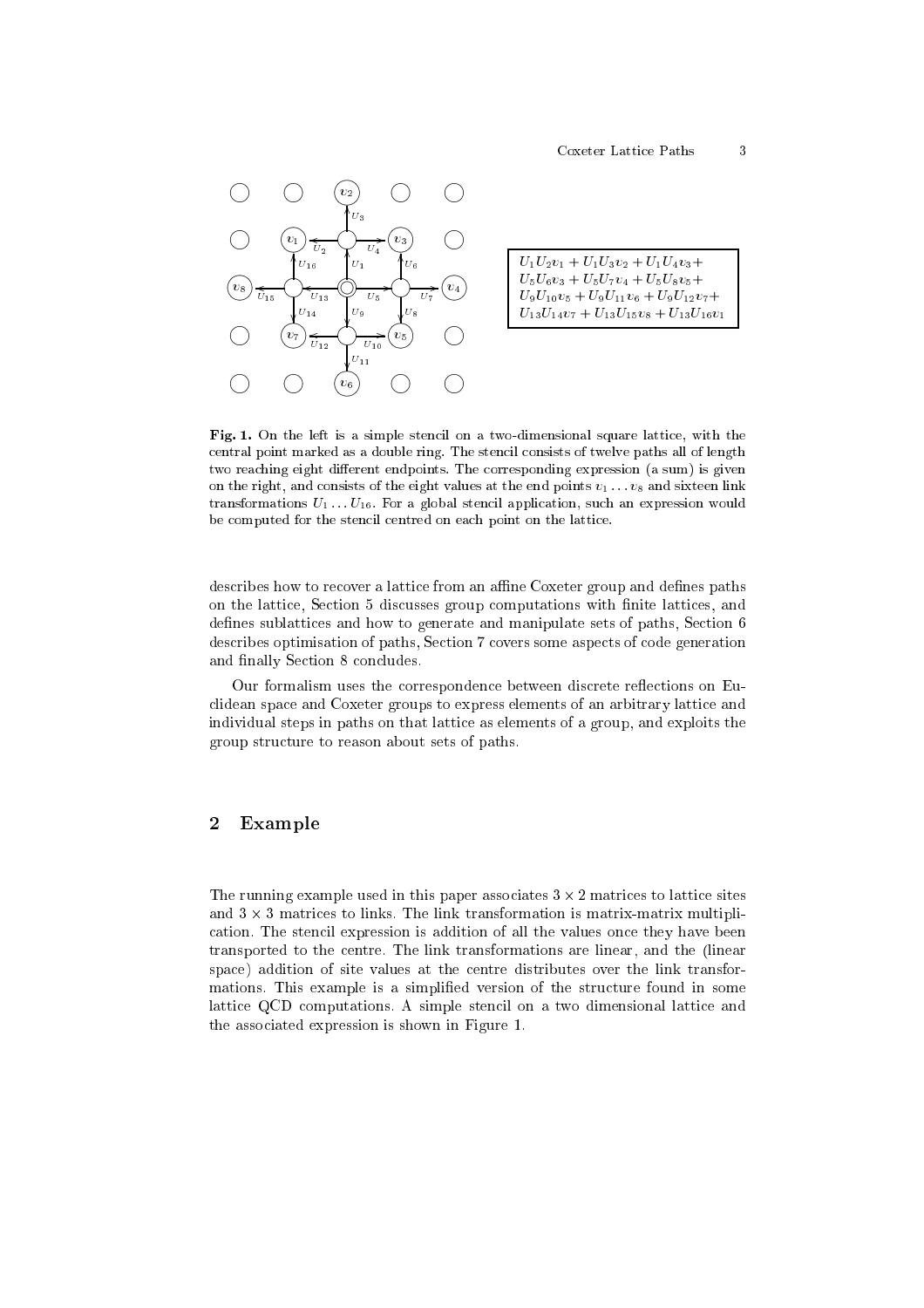$U_1U_2v_1 + U_1U_3v_2 + U_1U_4v_3+$
$U_5U_6v_3 + U_5U_7v_4 + U_5U_8v_5+$
$U_9U_{10}v_5 + U_9U_{11}v_6 + U_9U_{12}v_7+$
$U_{13}U_{14}v_7 + U_{13}U_{15}v_8 + U_{13}U_{16}v_1$

**Fig. 1.** On the left is a simple stencil on a two-dimensional square lattice, with the central point marked as a double ring. The stencil consists of twelve paths all of length two reaching eight different endpoints. The corresponding expression (a sum) is given on the right, and consists of the eight values at the end points $v_1 \dots v_8$ and sixteen link transformations $U_1 \dots U_{16}$. For a global stencil application, such an expression would be computed for the stencil centred on each point on the lattice.

describes how to recover a lattice from an affine Coxeter group and defines paths on the lattice, Section 5 discusses group computations with finite lattices, and defines sublattices and how to generate and manipulate sets of paths, Section 6 describes optimisation of paths, Section 7 covers some aspects of code generation and finally Section 8 concludes.

Our formalism uses the correspondence between discrete reflections on Euclidean space and Coxeter groups to express elements of an arbitrary lattice and individual steps in paths on that lattice as elements of a group, and exploits the group structure to reason about sets of paths.

## 2 Example

The running example used in this paper associates $3 \times 2$ matrices to lattice sites and $3 \times 3$ matrices to links. The link transformation is matrix-matrix multiplication. The stencil expression is addition of all the values once they have been transported to the centre. The link transformations are linear, and the (linear space) addition of site values at the centre distributes over the link transformations. This example is a simplified version of the structure found in some lattice QCD computations. A simple stencil on a two dimensional lattice and the associated expression is shown in Figure 1.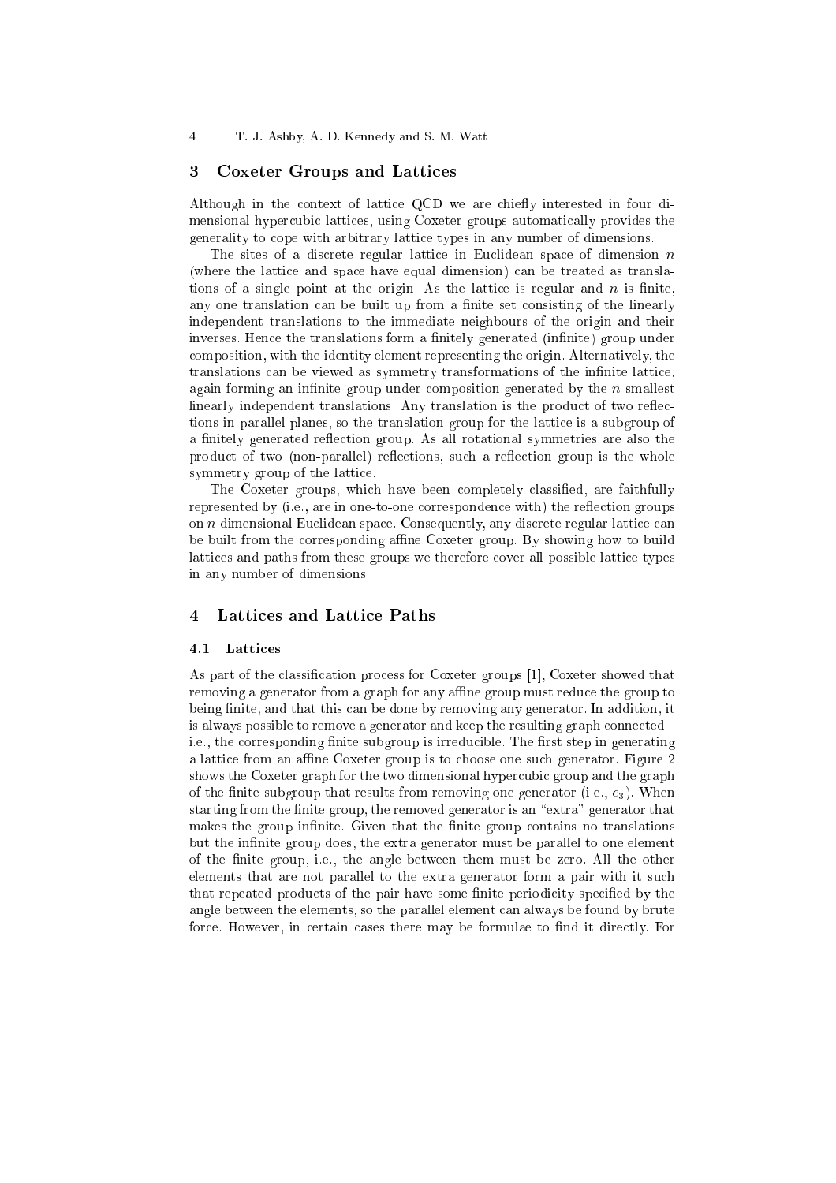## 3 Coxeter Groups and Lattices

Although in the context of lattice QCD we are chiefly interested in four dimensional hypercubic lattices, using Coxeter groups automatically provides the generality to cope with arbitrary lattice types in any number of dimensions.

The sites of a discrete regular lattice in Euclidean space of dimension $n$ (where the lattice and space have equal dimension) can be treated as translations of a single point at the origin. As the lattice is regular and $n$ is finite, any one translation can be built up from a finite set consisting of the linearly independent translations to the immediate neighbours of the origin and their inverses. Hence the translations form a finitely generated (infinite) group under composition, with the identity element representing the origin. Alternatively, the translations can be viewed as symmetry transformations of the infinite lattice, again forming an infinite group under composition generated by the $n$ smallest linearly independent translations. Any translation is the product of two reflections in parallel planes, so the translation group for the lattice is a subgroup of a finitely generated reflection group. As all rotational symmetries are also the product of two (non-parallel) reflections, such a reflection group is the whole symmetry group of the lattice.

The Coxeter groups, which have been completely classified, are faithfully represented by (i.e., are in one-to-one correspondence with) the reflection groups on $n$ dimensional Euclidean space. Consequently, any discrete regular lattice can be built from the corresponding affine Coxeter group. By showing how to build lattices and paths from these groups we therefore cover all possible lattice types in any number of dimensions.

## 4 Lattices and Lattice Paths

### 4.1 Lattices

As part of the classification process for Coxeter groups [1], Coxeter showed that removing a generator from a graph for any affine group must reduce the group to being finite, and that this can be done by removing any generator. In addition, it is always possible to remove a generator and keep the resulting graph connected – i.e., the corresponding finite subgroup is irreducible. The first step in generating a lattice from an affine Coxeter group is to choose one such generator. Figure 2 shows the Coxeter graph for the two dimensional hypercubic group and the graph of the finite subgroup that results from removing one generator (i.e., $e_3$). When starting from the finite group, the removed generator is an "extra" generator that makes the group infinite. Given that the finite group contains no translations but the infinite group does, the extra generator must be parallel to one element of the finite group, i.e., the angle between them must be zero. All the other elements that are not parallel to the extra generator form a pair with it such that repeated products of the pair have some finite periodicity specified by the angle between the elements, so the parallel element can always be found by brute force. However, in certain cases there may be formulae to find it directly. For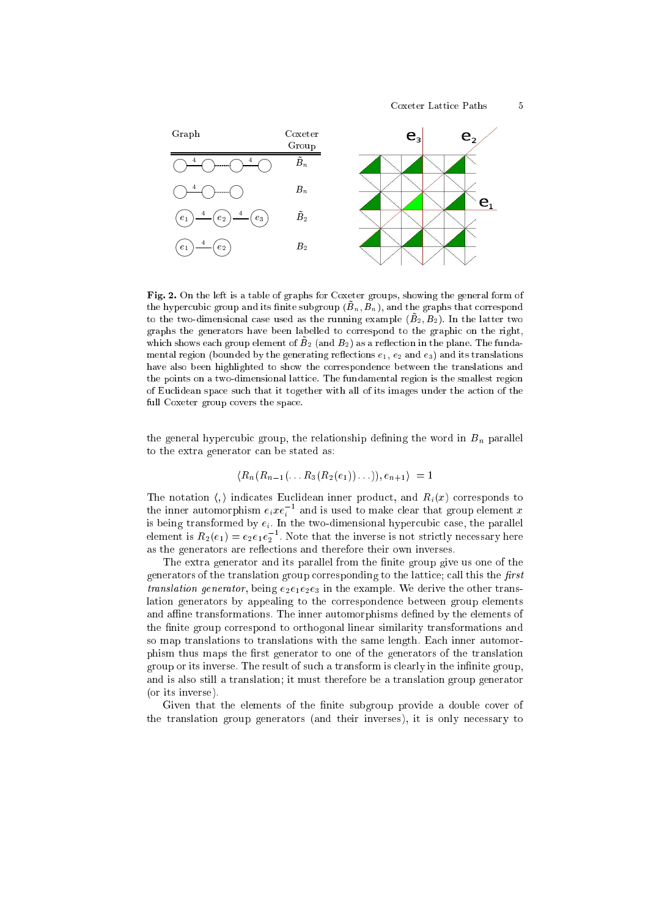| Graph | Coxeter Group |
|---|---|
| ◯—4—◯·····◯—4—◯ | $\tilde{B}_n$ |
| ◯—4—◯·····◯ | $B_n$ |
| ($e_1$)—4—($e_2$)—4—($e_3$) | $\tilde{B}_2$ |
| ($e_1$)—4—($e_2$) | $B_2$ |

**Fig. 2.** On the left is a table of graphs for Coxeter groups, showing the general form of the hypercubic group and its finite subgroup ($\tilde{B}_n, B_n$), and the graphs that correspond to the two-dimensional case used as the running example ($\tilde{B}_2, B_2$). In the latter two graphs the generators have been labelled to correspond to the graphic on the right, which shows each group element of $\tilde{B}_2$ (and $B_2$) as a reflection in the plane. The fundamental region (bounded by the generating reflections $e_1$, $e_2$ and $e_3$) and its translations have also been highlighted to show the correspondence between the translations and the points on a two-dimensional lattice. The fundamental region is the smallest region of Euclidean space such that it together with all of its images under the action of the full Coxeter group covers the space.

the general hypercubic group, the relationship defining the word in $B_n$ parallel to the extra generator can be stated as:

$$\langle R_n(R_{n-1}(\ldots R_3(R_2(e_1))\ldots)), e_{n+1}\rangle \;= 1$$

The notation $\langle , \rangle$ indicates Euclidean inner product, and $R_i(x)$ corresponds to the inner automorphism $e_i x e_i^{-1}$ and is used to make clear that group element $x$ is being transformed by $e_i$. In the two-dimensional hypercubic case, the parallel element is $R_2(e_1) = e_2 e_1 e_2^{-1}$. Note that the inverse is not strictly necessary here as the generators are reflections and therefore their own inverses.

The extra generator and its parallel from the finite group give us one of the generators of the translation group corresponding to the lattice; call this the *first translation generator*, being $e_2 e_1 e_2 e_3$ in the example. We derive the other translation generators by appealing to the correspondence between group elements and affine transformations. The inner automorphisms defined by the elements of the finite group correspond to orthogonal linear similarity transformations and so map translations to translations with the same length. Each inner automorphism thus maps the first generator to one of the generators of the translation group or its inverse. The result of such a transform is clearly in the infinite group, and is also still a translation; it must therefore be a translation group generator (or its inverse).

Given that the elements of the finite subgroup provide a double cover of the translation group generators (and their inverses), it is only necessary to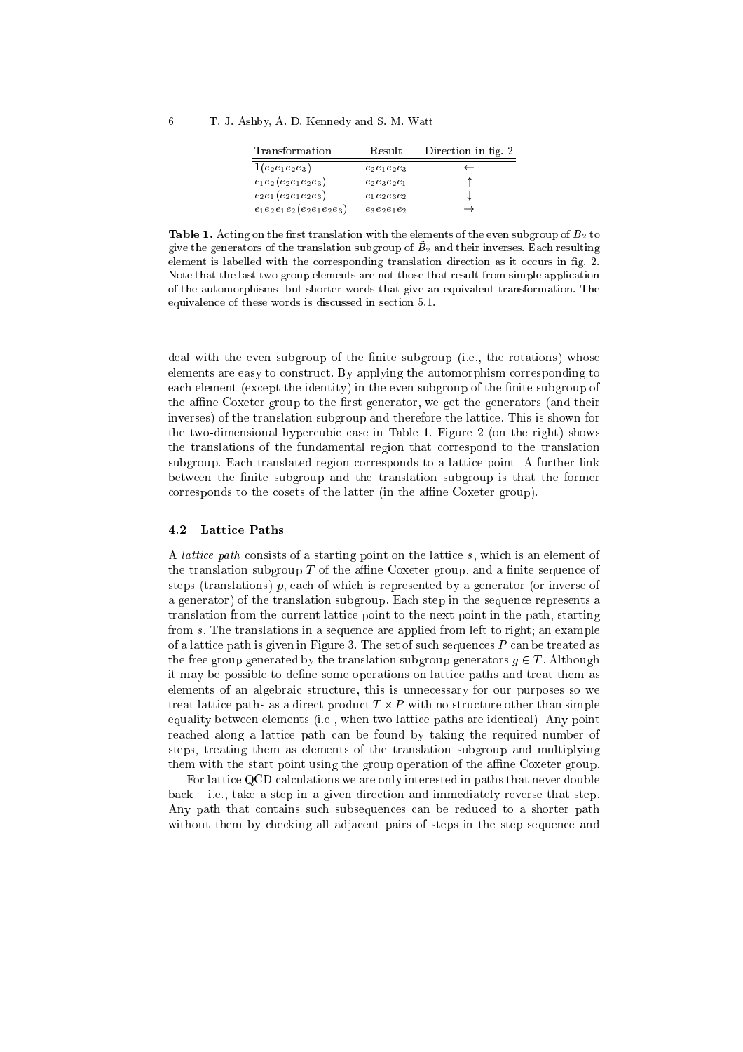| Transformation | Result | Direction in fig. 2 |
|---|---|---|
| $1(e_2e_1e_2e_3)$ | $e_2e_1e_2e_3$ | $\leftarrow$ |
| $e_1e_2(e_2e_1e_2e_3)$ | $e_2e_3e_2e_1$ | $\uparrow$ |
| $e_2e_1(e_2e_1e_2e_3)$ | $e_1e_2e_3e_2$ | $\downarrow$ |
| $e_1e_2e_1e_2(e_2e_1e_2e_3)$ | $e_3e_2e_1e_2$ | $\rightarrow$ |

**Table 1.** Acting on the first translation with the elements of the even subgroup of $B_2$ to give the generators of the translation subgroup of $\tilde{B}_2$ and their inverses. Each resulting element is labelled with the corresponding translation direction as it occurs in fig. 2. Note that the last two group elements are not those that result from simple application of the automorphisms, but shorter words that give an equivalent transformation. The equivalence of these words is discussed in section 5.1.

deal with the even subgroup of the finite subgroup (i.e., the rotations) whose elements are easy to construct. By applying the automorphism corresponding to each element (except the identity) in the even subgroup of the finite subgroup of the affine Coxeter group to the first generator, we get the generators (and their inverses) of the translation subgroup and therefore the lattice. This is shown for the two-dimensional hypercubic case in Table 1. Figure 2 (on the right) shows the translations of the fundamental region that correspond to the translation subgroup. Each translated region corresponds to a lattice point. A further link between the finite subgroup and the translation subgroup is that the former corresponds to the cosets of the latter (in the affine Coxeter group).

### 4.2 Lattice Paths

A *lattice path* consists of a starting point on the lattice $s$, which is an element of the translation subgroup $T$ of the affine Coxeter group, and a finite sequence of steps (translations) $p$, each of which is represented by a generator (or inverse of a generator) of the translation subgroup. Each step in the sequence represents a translation from the current lattice point to the next point in the path, starting from $s$. The translations in a sequence are applied from left to right; an example of a lattice path is given in Figure 3. The set of such sequences $P$ can be treated as the free group generated by the translation subgroup generators $g \in T$. Although it may be possible to define some operations on lattice paths and treat them as elements of an algebraic structure, this is unnecessary for our purposes so we treat lattice paths as a direct product $T \times P$ with no structure other than simple equality between elements (i.e., when two lattice paths are identical). Any point reached along a lattice path can be found by taking the required number of steps, treating them as elements of the translation subgroup and multiplying them with the start point using the group operation of the affine Coxeter group.

For lattice QCD calculations we are only interested in paths that never double back – i.e., take a step in a given direction and immediately reverse that step. Any path that contains such subsequences can be reduced to a shorter path without them by checking all adjacent pairs of steps in the step sequence and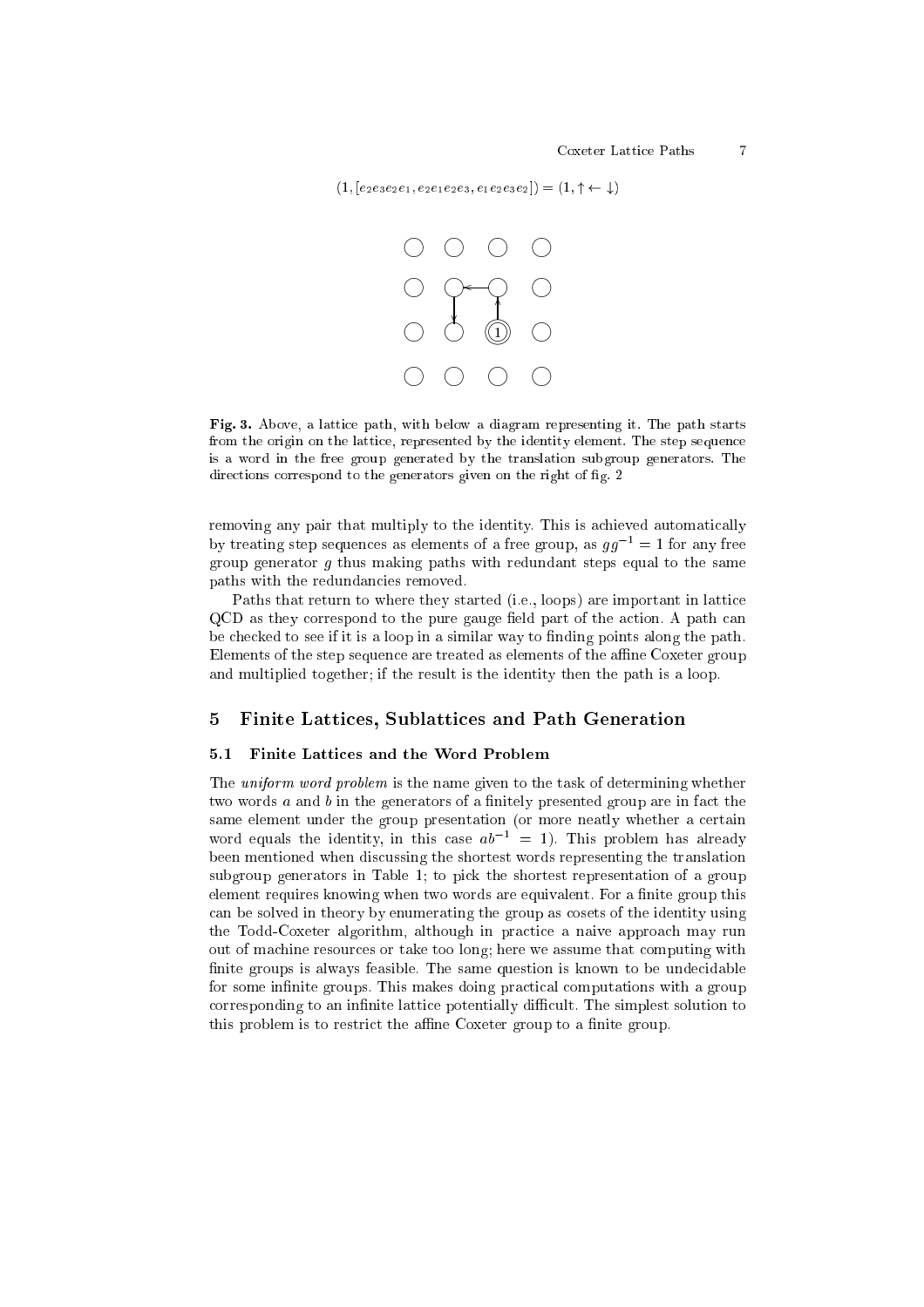$(1, [e_2e_3e_2e_1, e_2e_1e_2e_3, e_1e_2e_3e_2]) = (1, \uparrow \leftarrow \downarrow)$

**Fig. 3.** Above, a lattice path, with below a diagram representing it. The path starts from the origin on the lattice, represented by the identity element. The step sequence is a word in the free group generated by the translation subgroup generators. The directions correspond to the generators given on the right of fig. 2

removing any pair that multiply to the identity. This is achieved automatically by treating step sequences as elements of a free group, as $gg^{-1} = 1$ for any free group generator $g$ thus making paths with redundant steps equal to the same paths with the redundancies removed.

Paths that return to where they started (i.e., loops) are important in lattice QCD as they correspond to the pure gauge field part of the action. A path can be checked to see if it is a loop in a similar way to finding points along the path. Elements of the step sequence are treated as elements of the affine Coxeter group and multiplied together; if the result is the identity then the path is a loop.

## 5 Finite Lattices, Sublattices and Path Generation

### 5.1 Finite Lattices and the Word Problem

The *uniform word problem* is the name given to the task of determining whether two words $a$ and $b$ in the generators of a finitely presented group are in fact the same element under the group presentation (or more neatly whether a certain word equals the identity, in this case $ab^{-1} = 1$). This problem has already been mentioned when discussing the shortest words representing the translation subgroup generators in Table 1; to pick the shortest representation of a group element requires knowing when two words are equivalent. For a finite group this can be solved in theory by enumerating the group as cosets of the identity using the Todd-Coxeter algorithm, although in practice a naive approach may run out of machine resources or take too long; here we assume that computing with finite groups is always feasible. The same question is known to be undecidable for some infinite groups. This makes doing practical computations with a group corresponding to an infinite lattice potentially difficult. The simplest solution to this problem is to restrict the affine Coxeter group to a finite group.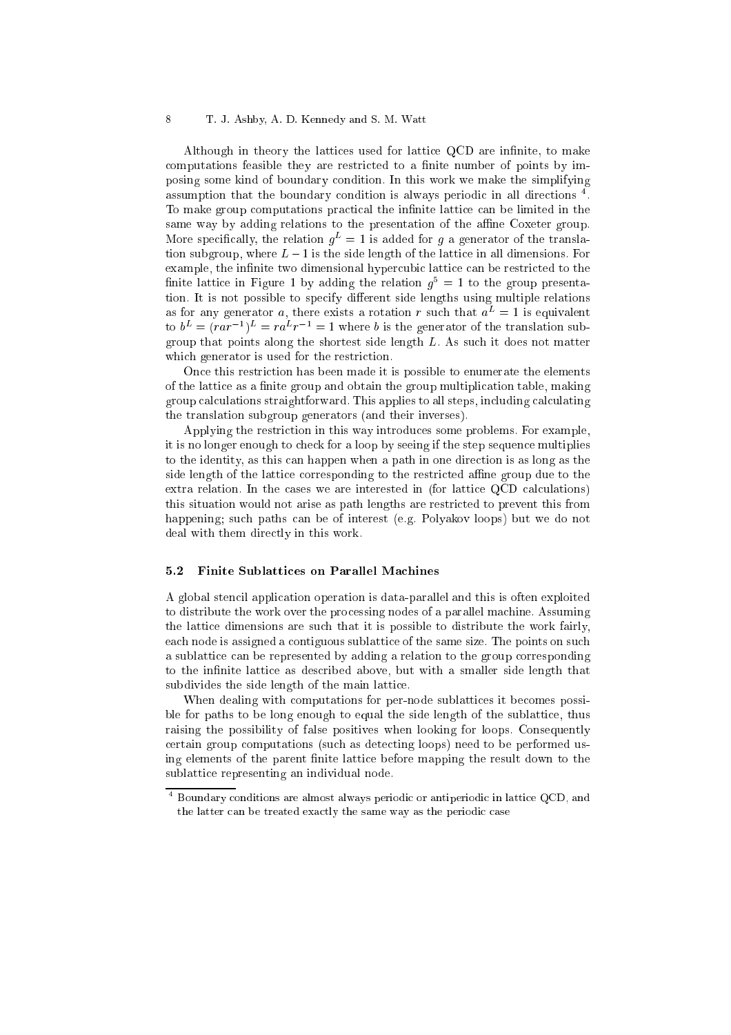Although in theory the lattices used for lattice QCD are infinite, to make computations feasible they are restricted to a finite number of points by imposing some kind of boundary condition. In this work we make the simplifying assumption that the boundary condition is always periodic in all directions [4]. To make group computations practical the infinite lattice can be limited in the same way by adding relations to the presentation of the affine Coxeter group. More specifically, the relation $g^L = 1$ is added for $g$ a generator of the translation subgroup, where $L - 1$ is the side length of the lattice in all dimensions. For example, the infinite two dimensional hypercubic lattice can be restricted to the finite lattice in Figure 1 by adding the relation $g^5 = 1$ to the group presentation. It is not possible to specify different side lengths using multiple relations as for any generator $a$, there exists a rotation $r$ such that $a^L = 1$ is equivalent to $b^L = (rar^{-1})^L = ra^L r^{-1} = 1$ where $b$ is the generator of the translation subgroup that points along the shortest side length $L$. As such it does not matter which generator is used for the restriction.

Once this restriction has been made it is possible to enumerate the elements of the lattice as a finite group and obtain the group multiplication table, making group calculations straightforward. This applies to all steps, including calculating the translation subgroup generators (and their inverses).

Applying the restriction in this way introduces some problems. For example, it is no longer enough to check for a loop by seeing if the step sequence multiplies to the identity, as this can happen when a path in one direction is as long as the side length of the lattice corresponding to the restricted affine group due to the extra relation. In the cases we are interested in (for lattice QCD calculations) this situation would not arise as path lengths are restricted to prevent this from happening; such paths can be of interest (e.g. Polyakov loops) but we do not deal with them directly in this work.

### 5.2 Finite Sublattices on Parallel Machines

A global stencil application operation is data-parallel and this is often exploited to distribute the work over the processing nodes of a parallel machine. Assuming the lattice dimensions are such that it is possible to distribute the work fairly, each node is assigned a contiguous sublattice of the same size. The points on such a sublattice can be represented by adding a relation to the group corresponding to the infinite lattice as described above, but with a smaller side length that subdivides the side length of the main lattice.

When dealing with computations for per-node sublattices it becomes possible for paths to be long enough to equal the side length of the sublattice, thus raising the possibility of false positives when looking for loops. Consequently certain group computations (such as detecting loops) need to be performed using elements of the parent finite lattice before mapping the result down to the sublattice representing an individual node.

[4] Boundary conditions are almost always periodic or antiperiodic in lattice QCD, and the latter can be treated exactly the same way as the periodic case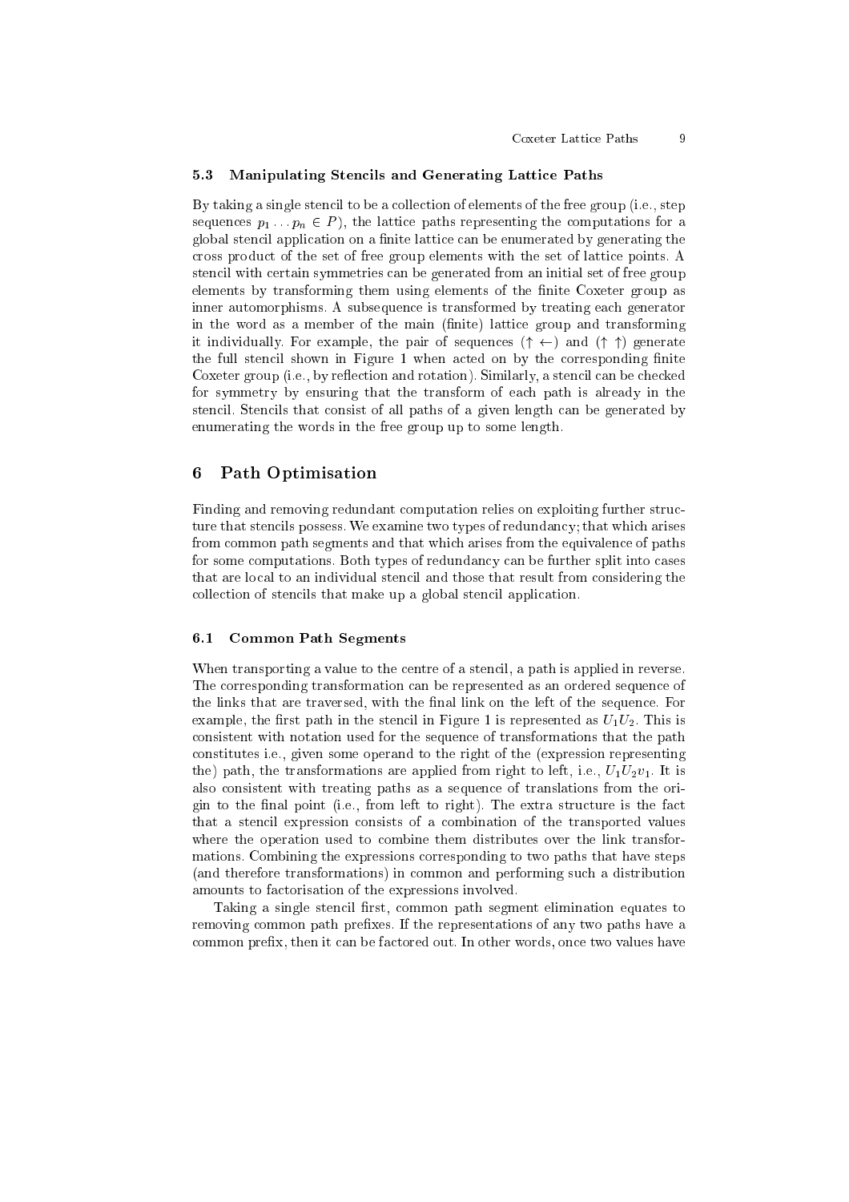### 5.3 Manipulating Stencils and Generating Lattice Paths

By taking a single stencil to be a collection of elements of the free group (i.e., step sequences $p_1 \ldots p_n \in P$), the lattice paths representing the computations for a global stencil application on a finite lattice can be enumerated by generating the cross product of the set of free group elements with the set of lattice points. A stencil with certain symmetries can be generated from an initial set of free group elements by transforming them using elements of the finite Coxeter group as inner automorphisms. A subsequence is transformed by treating each generator in the word as a member of the main (finite) lattice group and transforming it individually. For example, the pair of sequences ($\uparrow \leftarrow$) and ($\uparrow \uparrow$) generate the full stencil shown in Figure 1 when acted on by the corresponding finite Coxeter group (i.e., by reflection and rotation). Similarly, a stencil can be checked for symmetry by ensuring that the transform of each path is already in the stencil. Stencils that consist of all paths of a given length can be generated by enumerating the words in the free group up to some length.

## 6 Path Optimisation

Finding and removing redundant computation relies on exploiting further structure that stencils possess. We examine two types of redundancy; that which arises from common path segments and that which arises from the equivalence of paths for some computations. Both types of redundancy can be further split into cases that are local to an individual stencil and those that result from considering the collection of stencils that make up a global stencil application.

### 6.1 Common Path Segments

When transporting a value to the centre of a stencil, a path is applied in reverse. The corresponding transformation can be represented as an ordered sequence of the links that are traversed, with the final link on the left of the sequence. For example, the first path in the stencil in Figure 1 is represented as $U_1 U_2$. This is consistent with notation used for the sequence of transformations that the path constitutes i.e., given some operand to the right of the (expression representing the) path, the transformations are applied from right to left, i.e., $U_1 U_2 v_1$. It is also consistent with treating paths as a sequence of translations from the origin to the final point (i.e., from left to right). The extra structure is the fact that a stencil expression consists of a combination of the transported values where the operation used to combine them distributes over the link transformations. Combining the expressions corresponding to two paths that have steps (and therefore transformations) in common and performing such a distribution amounts to factorisation of the expressions involved.

Taking a single stencil first, common path segment elimination equates to removing common path prefixes. If the representations of any two paths have a common prefix, then it can be factored out. In other words, once two values have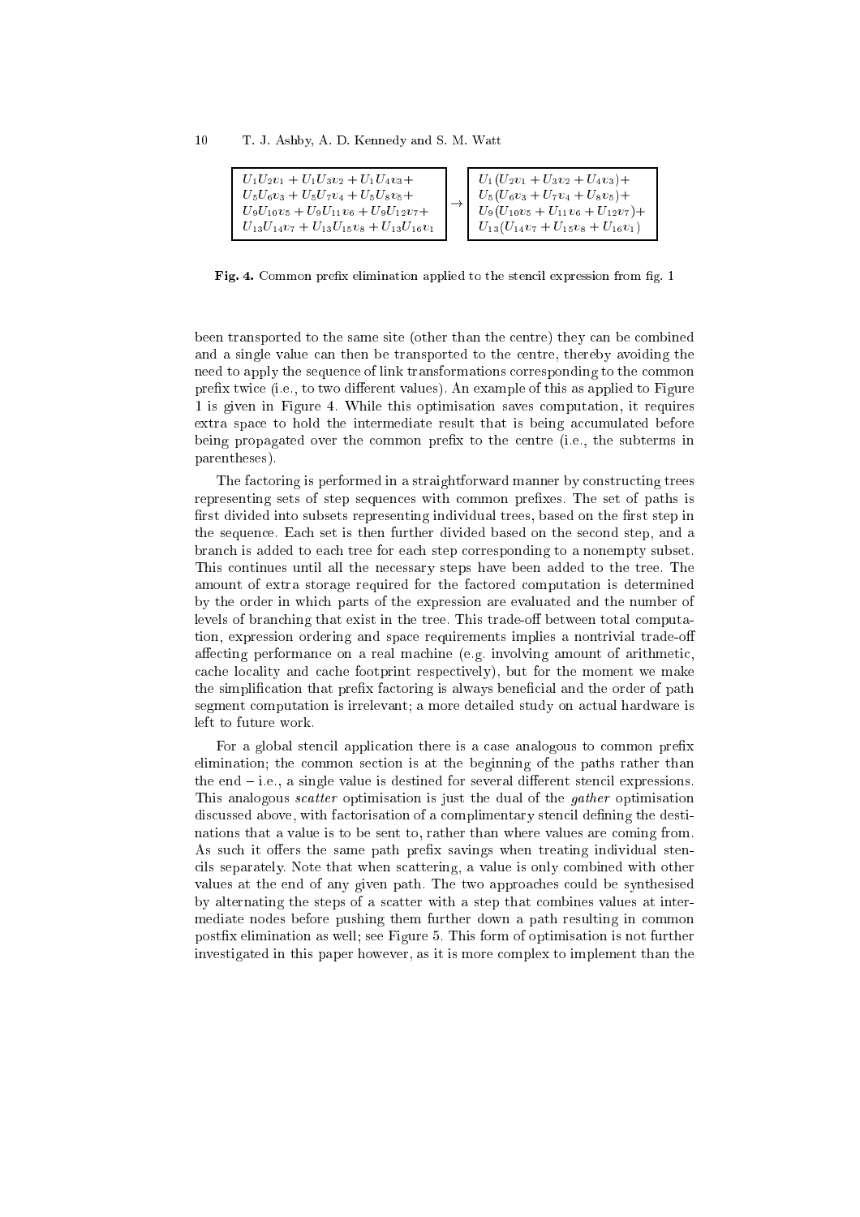$$
\begin{array}{|l|}
\hline
U_1U_2v_1 + U_1U_3v_2 + U_1U_4v_3 + \\
U_5U_6v_3 + U_5U_7v_4 + U_5U_8v_5 + \\
U_9U_{10}v_5 + U_9U_{11}v_6 + U_9U_{12}v_7 + \\
U_{13}U_{14}v_7 + U_{13}U_{15}v_8 + U_{13}U_{16}v_1 \\
\hline
\end{array}
\rightarrow
\begin{array}{|l|}
\hline
U_1(U_2v_1 + U_3v_2 + U_4v_3) + \\
U_5(U_6v_3 + U_7v_4 + U_8v_5) + \\
U_9(U_{10}v_5 + U_{11}v_6 + U_{12}v_7) + \\
U_{13}(U_{14}v_7 + U_{15}v_8 + U_{16}v_1) \\
\hline
\end{array}
$$

**Fig. 4.** Common prefix elimination applied to the stencil expression from fig. 1

been transported to the same site (other than the centre) they can be combined and a single value can then be transported to the centre, thereby avoiding the need to apply the sequence of link transformations corresponding to the common prefix twice (i.e., to two different values). An example of this as applied to Figure 1 is given in Figure 4. While this optimisation saves computation, it requires extra space to hold the intermediate result that is being accumulated before being propagated over the common prefix to the centre (i.e., the subterms in parentheses).

The factoring is performed in a straightforward manner by constructing trees representing sets of step sequences with common prefixes. The set of paths is first divided into subsets representing individual trees, based on the first step in the sequence. Each set is then further divided based on the second step, and a branch is added to each tree for each step corresponding to a nonempty subset. This continues until all the necessary steps have been added to the tree. The amount of extra storage required for the factored computation is determined by the order in which parts of the expression are evaluated and the number of levels of branching that exist in the tree. This trade-off between total computation, expression ordering and space requirements implies a nontrivial trade-off affecting performance on a real machine (e.g. involving amount of arithmetic, cache locality and cache footprint respectively), but for the moment we make the simplification that prefix factoring is always beneficial and the order of path segment computation is irrelevant; a more detailed study on actual hardware is left to future work.

For a global stencil application there is a case analogous to common prefix elimination; the common section is at the beginning of the paths rather than the end – i.e., a single value is destined for several different stencil expressions. This analogous *scatter* optimisation is just the dual of the *gather* optimisation discussed above, with factorisation of a complimentary stencil defining the destinations that a value is to be sent to, rather than where values are coming from. As such it offers the same path prefix savings when treating individual stencils separately. Note that when scattering, a value is only combined with other values at the end of any given path. The two approaches could be synthesised by alternating the steps of a scatter with a step that combines values at intermediate nodes before pushing them further down a path resulting in common postfix elimination as well; see Figure 5. This form of optimisation is not further investigated in this paper however, as it is more complex to implement than the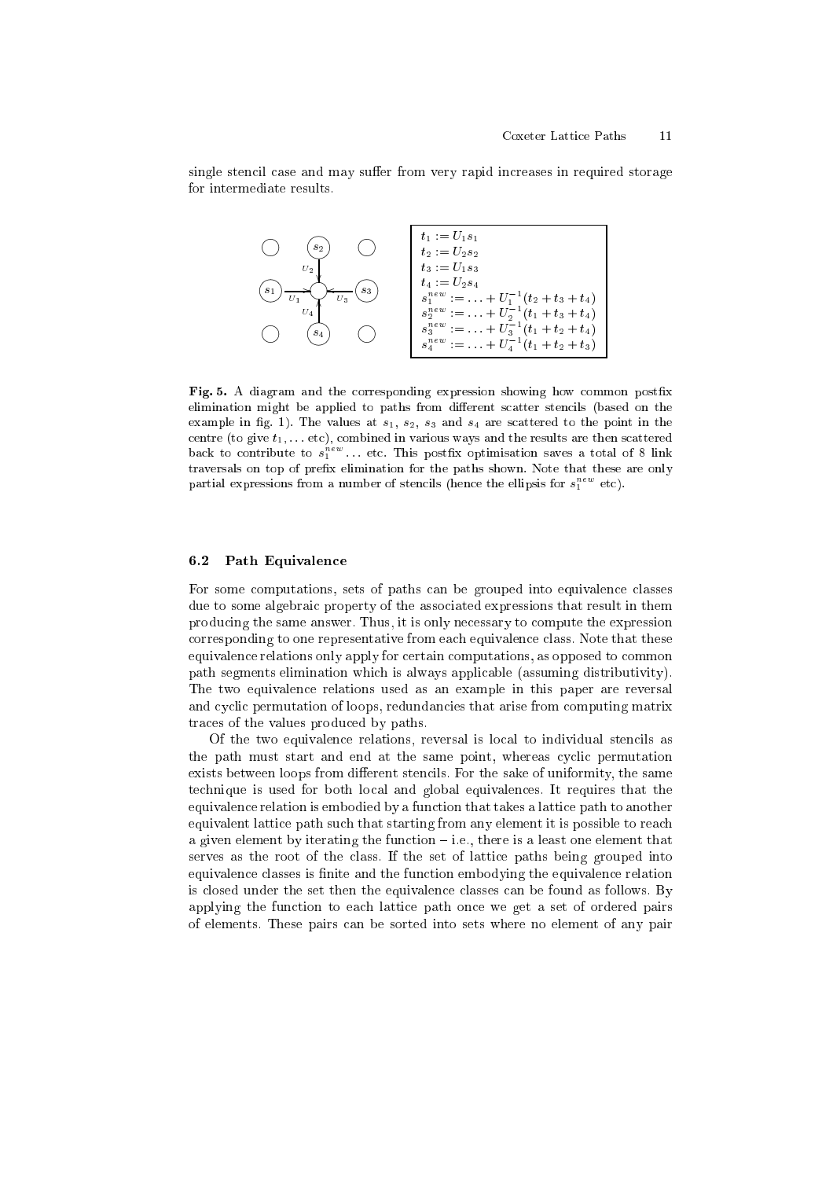single stencil case and may suffer from very rapid increases in required storage for intermediate results.

$$
\begin{aligned}
t_1 &:= U_1 s_1 \\
t_2 &:= U_2 s_2 \\
t_3 &:= U_1 s_3 \\
t_4 &:= U_2 s_4 \\
s_1^{new} &:= \ldots + U_1^{-1}(t_2 + t_3 + t_4) \\
s_2^{new} &:= \ldots + U_2^{-1}(t_1 + t_3 + t_4) \\
s_3^{new} &:= \ldots + U_3^{-1}(t_1 + t_2 + t_4) \\
s_4^{new} &:= \ldots + U_4^{-1}(t_1 + t_2 + t_3)
\end{aligned}
$$

**Fig. 5.** A diagram and the corresponding expression showing how common postfix elimination might be applied to paths from different scatter stencils (based on the example in fig. 1). The values at $s_1$, $s_2$, $s_3$ and $s_4$ are scattered to the point in the centre (to give $t_1, \ldots$ etc), combined in various ways and the results are then scattered back to contribute to $s_1^{new} \ldots$ etc. This postfix optimisation saves a total of 8 link traversals on top of prefix elimination for the paths shown. Note that these are only partial expressions from a number of stencils (hence the ellipsis for $s_1^{new}$ etc).

### 6.2 Path Equivalence

For some computations, sets of paths can be grouped into equivalence classes due to some algebraic property of the associated expressions that result in them producing the same answer. Thus, it is only necessary to compute the expression corresponding to one representative from each equivalence class. Note that these equivalence relations only apply for certain computations, as opposed to common path segments elimination which is always applicable (assuming distributivity). The two equivalence relations used as an example in this paper are reversal and cyclic permutation of loops, redundancies that arise from computing matrix traces of the values produced by paths.

Of the two equivalence relations, reversal is local to individual stencils as the path must start and end at the same point, whereas cyclic permutation exists between loops from different stencils. For the sake of uniformity, the same technique is used for both local and global equivalences. It requires that the equivalence relation is embodied by a function that takes a lattice path to another equivalent lattice path such that starting from any element it is possible to reach a given element by iterating the function – i.e., there is a least one element that serves as the root of the class. If the set of lattice paths being grouped into equivalence classes is finite and the function embodying the equivalence relation is closed under the set then the equivalence classes can be found as follows. By applying the function to each lattice path once we get a set of ordered pairs of elements. These pairs can be sorted into sets where no element of any pair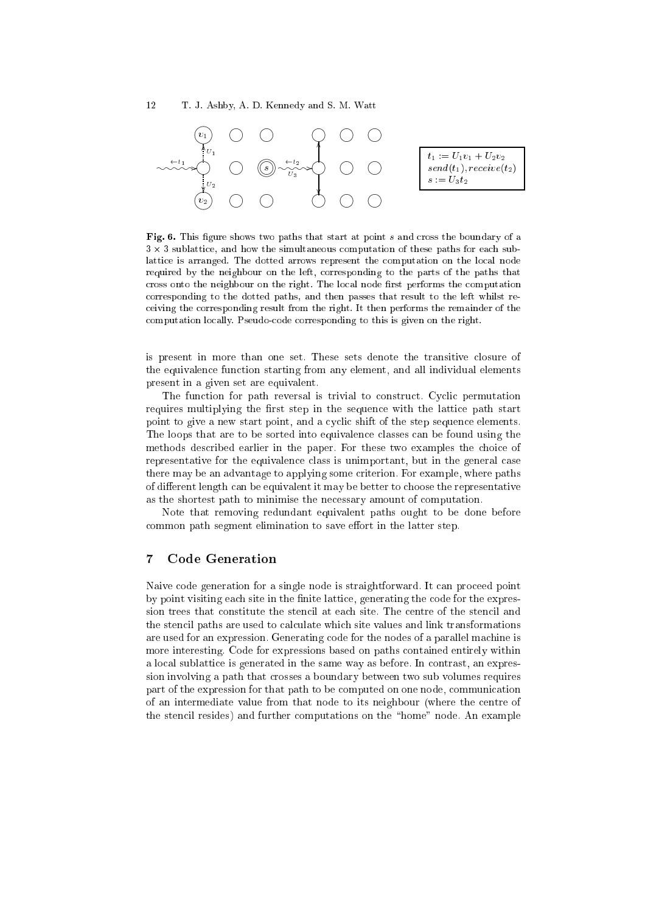$t_1 := U_1 v_1 + U_2 v_2$
$send(t_1), receive(t_2)$
$s := U_3 t_2$

**Fig. 6.** This figure shows two paths that start at point $s$ and cross the boundary of a $3 \times 3$ sublattice, and how the simultaneous computation of these paths for each sublattice is arranged. The dotted arrows represent the computation on the local node required by the neighbour on the left, corresponding to the parts of the paths that cross onto the neighbour on the right. The local node first performs the computation corresponding to the dotted paths, and then passes that result to the left whilst receiving the corresponding result from the right. It then performs the remainder of the computation locally. Pseudo-code corresponding to this is given on the right.

is present in more than one set. These sets denote the transitive closure of the equivalence function starting from any element, and all individual elements present in a given set are equivalent.

The function for path reversal is trivial to construct. Cyclic permutation requires multiplying the first step in the sequence with the lattice path start point to give a new start point, and a cyclic shift of the step sequence elements. The loops that are to be sorted into equivalence classes can be found using the methods described earlier in the paper. For these two examples the choice of representative for the equivalence class is unimportant, but in the general case there may be an advantage to applying some criterion. For example, where paths of different length can be equivalent it may be better to choose the representative as the shortest path to minimise the necessary amount of computation.

Note that removing redundant equivalent paths ought to be done before common path segment elimination to save effort in the latter step.

## 7 Code Generation

Naive code generation for a single node is straightforward. It can proceed point by point visiting each site in the finite lattice, generating the code for the expression trees that constitute the stencil at each site. The centre of the stencil and the stencil paths are used to calculate which site values and link transformations are used for an expression. Generating code for the nodes of a parallel machine is more interesting. Code for expressions based on paths contained entirely within a local sublattice is generated in the same way as before. In contrast, an expression involving a path that crosses a boundary between two sub volumes requires part of the expression for that path to be computed on one node, communication of an intermediate value from that node to its neighbour (where the centre of the stencil resides) and further computations on the "home" node. An example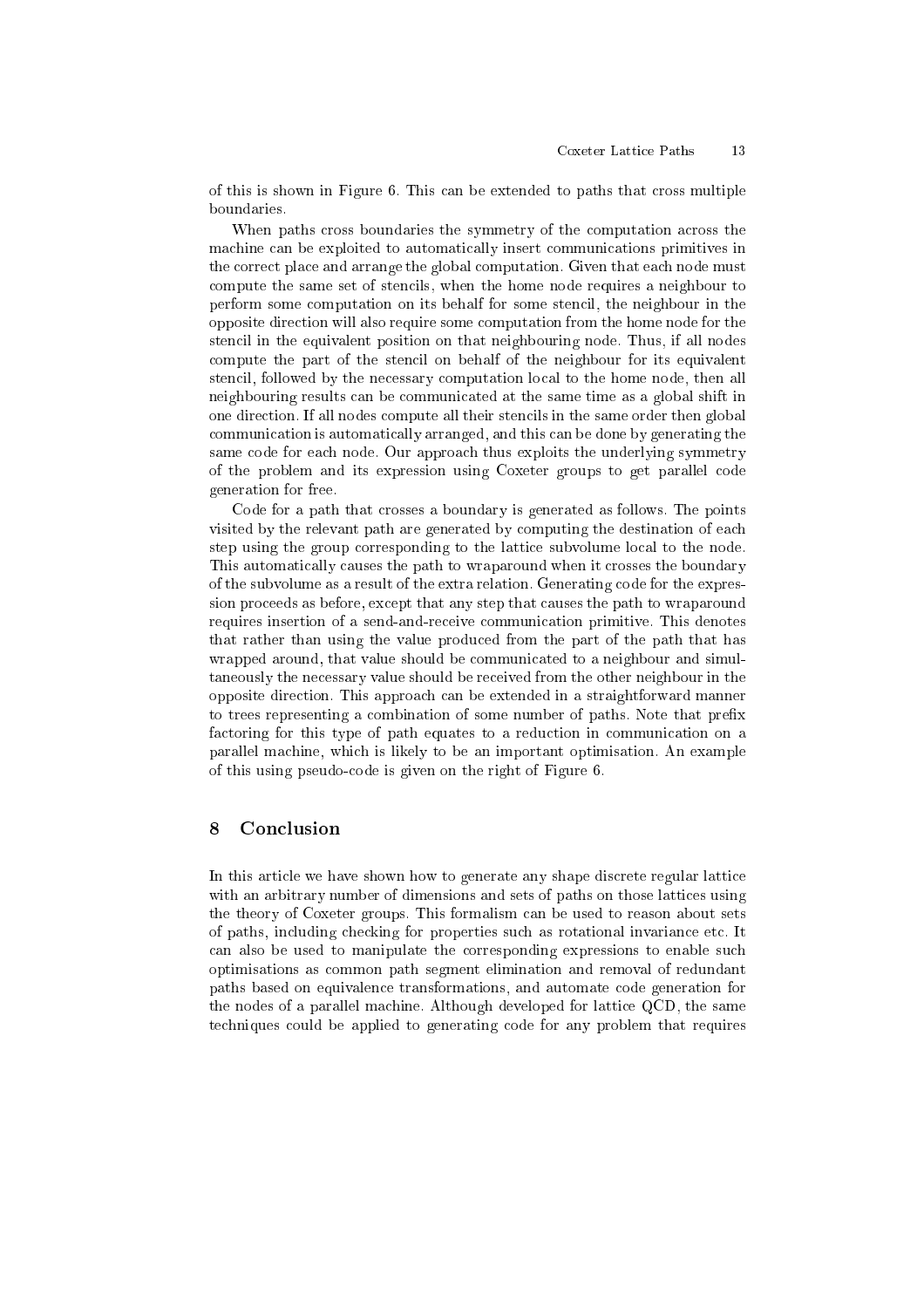of this is shown in Figure 6. This can be extended to paths that cross multiple boundaries.

When paths cross boundaries the symmetry of the computation across the machine can be exploited to automatically insert communications primitives in the correct place and arrange the global computation. Given that each node must compute the same set of stencils, when the home node requires a neighbour to perform some computation on its behalf for some stencil, the neighbour in the opposite direction will also require some computation from the home node for the stencil in the equivalent position on that neighbouring node. Thus, if all nodes compute the part of the stencil on behalf of the neighbour for its equivalent stencil, followed by the necessary computation local to the home node, then all neighbouring results can be communicated at the same time as a global shift in one direction. If all nodes compute all their stencils in the same order then global communication is automatically arranged, and this can be done by generating the same code for each node. Our approach thus exploits the underlying symmetry of the problem and its expression using Coxeter groups to get parallel code generation for free.

Code for a path that crosses a boundary is generated as follows. The points visited by the relevant path are generated by computing the destination of each step using the group corresponding to the lattice subvolume local to the node. This automatically causes the path to wraparound when it crosses the boundary of the subvolume as a result of the extra relation. Generating code for the expression proceeds as before, except that any step that causes the path to wraparound requires insertion of a send-and-receive communication primitive. This denotes that rather than using the value produced from the part of the path that has wrapped around, that value should be communicated to a neighbour and simultaneously the necessary value should be received from the other neighbour in the opposite direction. This approach can be extended in a straightforward manner to trees representing a combination of some number of paths. Note that prefix factoring for this type of path equates to a reduction in communication on a parallel machine, which is likely to be an important optimisation. An example of this using pseudo-code is given on the right of Figure 6.

## 8 Conclusion

In this article we have shown how to generate any shape discrete regular lattice with an arbitrary number of dimensions and sets of paths on those lattices using the theory of Coxeter groups. This formalism can be used to reason about sets of paths, including checking for properties such as rotational invariance etc. It can also be used to manipulate the corresponding expressions to enable such optimisations as common path segment elimination and removal of redundant paths based on equivalence transformations, and automate code generation for the nodes of a parallel machine. Although developed for lattice QCD, the same techniques could be applied to generating code for any problem that requires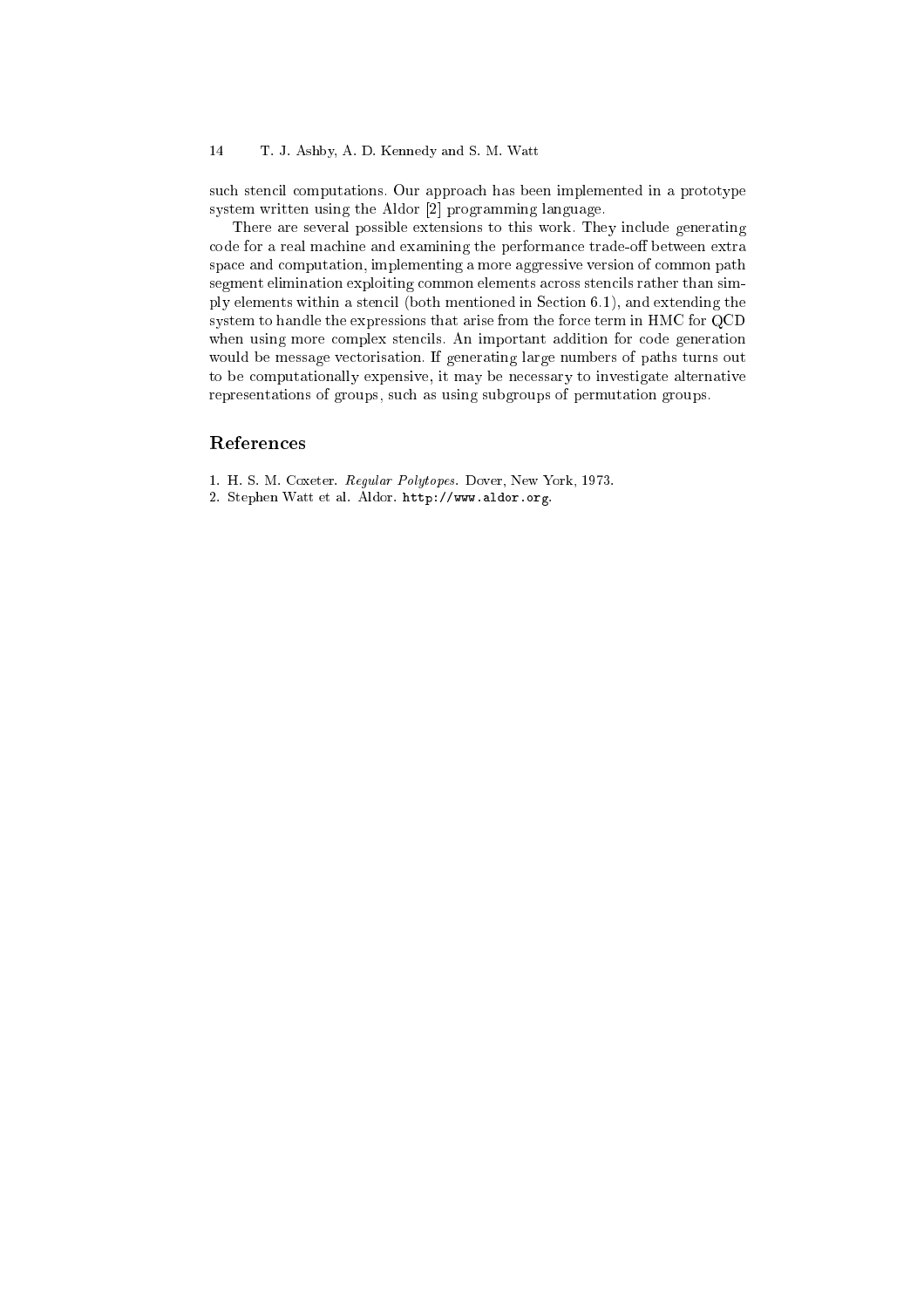such stencil computations. Our approach has been implemented in a prototype system written using the Aldor [2] programming language.

There are several possible extensions to this work. They include generating code for a real machine and examining the performance trade-off between extra space and computation, implementing a more aggressive version of common path segment elimination exploiting common elements across stencils rather than simply elements within a stencil (both mentioned in Section 6.1), and extending the system to handle the expressions that arise from the force term in HMC for QCD when using more complex stencils. An important addition for code generation would be message vectorisation. If generating large numbers of paths turns out to be computationally expensive, it may be necessary to investigate alternative representations of groups, such as using subgroups of permutation groups.

## References

1. H. S. M. Coxeter. *Regular Polytopes*. Dover, New York, 1973.
2. Stephen Watt et al. Aldor. `http://www.aldor.org`.